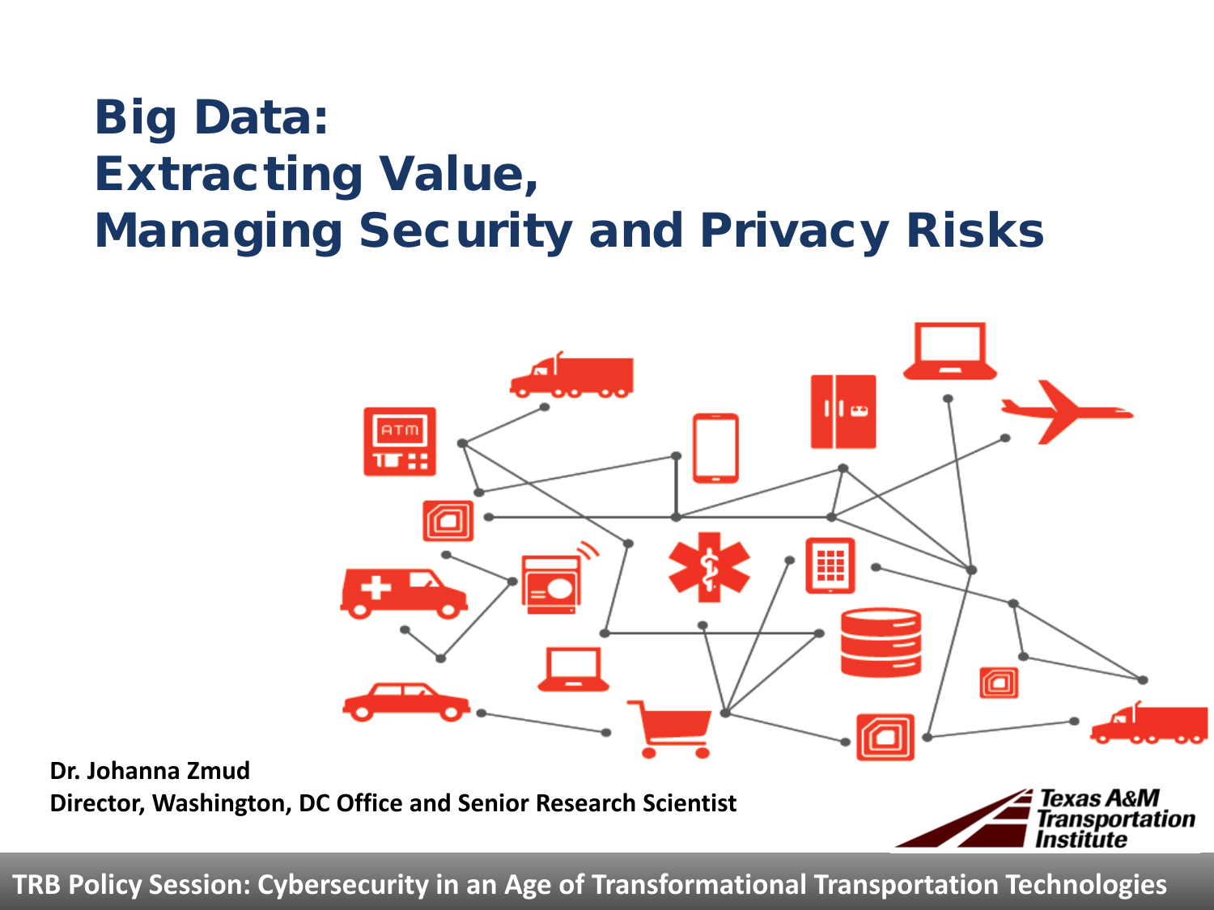# Big Data: Extracting Value, Managing Security and Privacy Risks

**Dr. Johanna Zmud**
**Director, Washington, DC Office and Senior Research Scientist**

Texas A&M Transportation Institute

**TRB Policy Session: Cybersecurity in an Age of Transformational Transportation Technologies**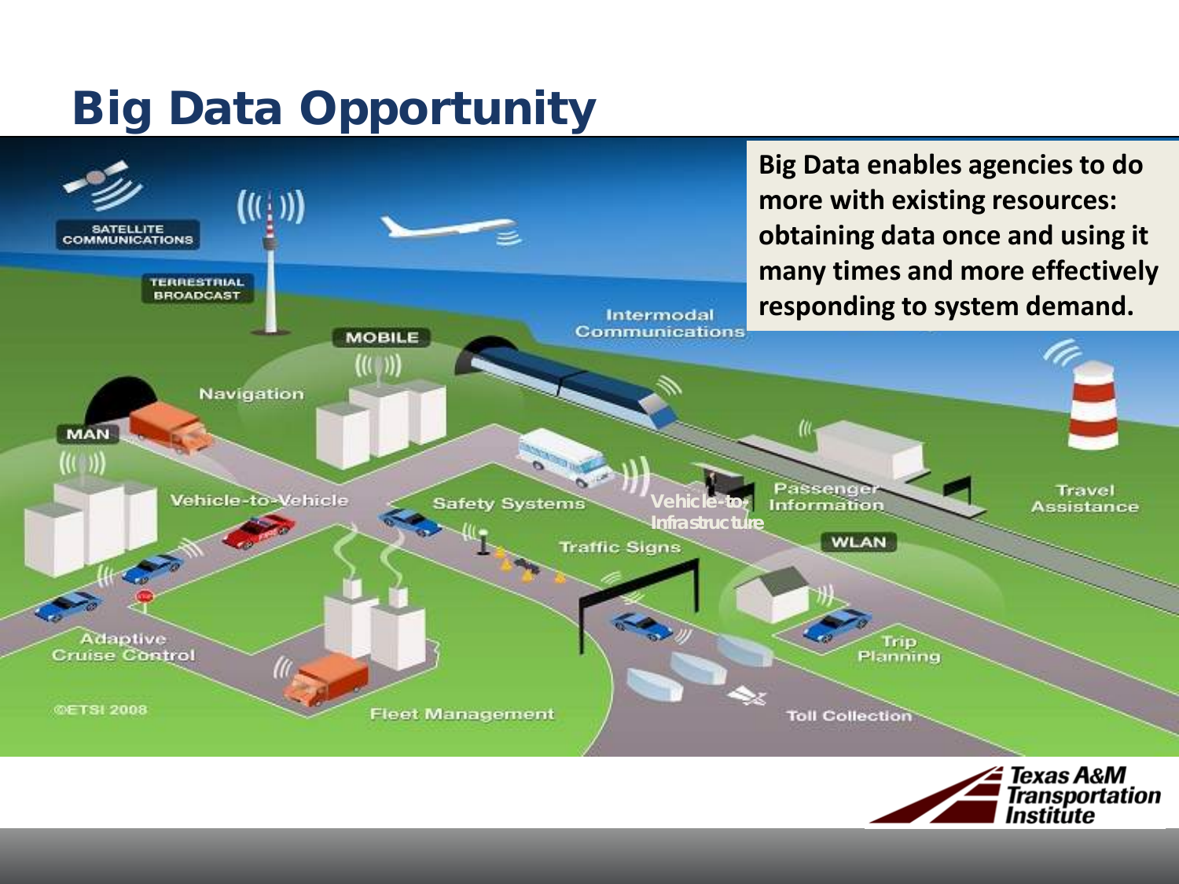# Big Data Opportunity

**Big Data enables agencies to do more with existing resources: obtaining data once and using it many times and more effectively responding to system demand.**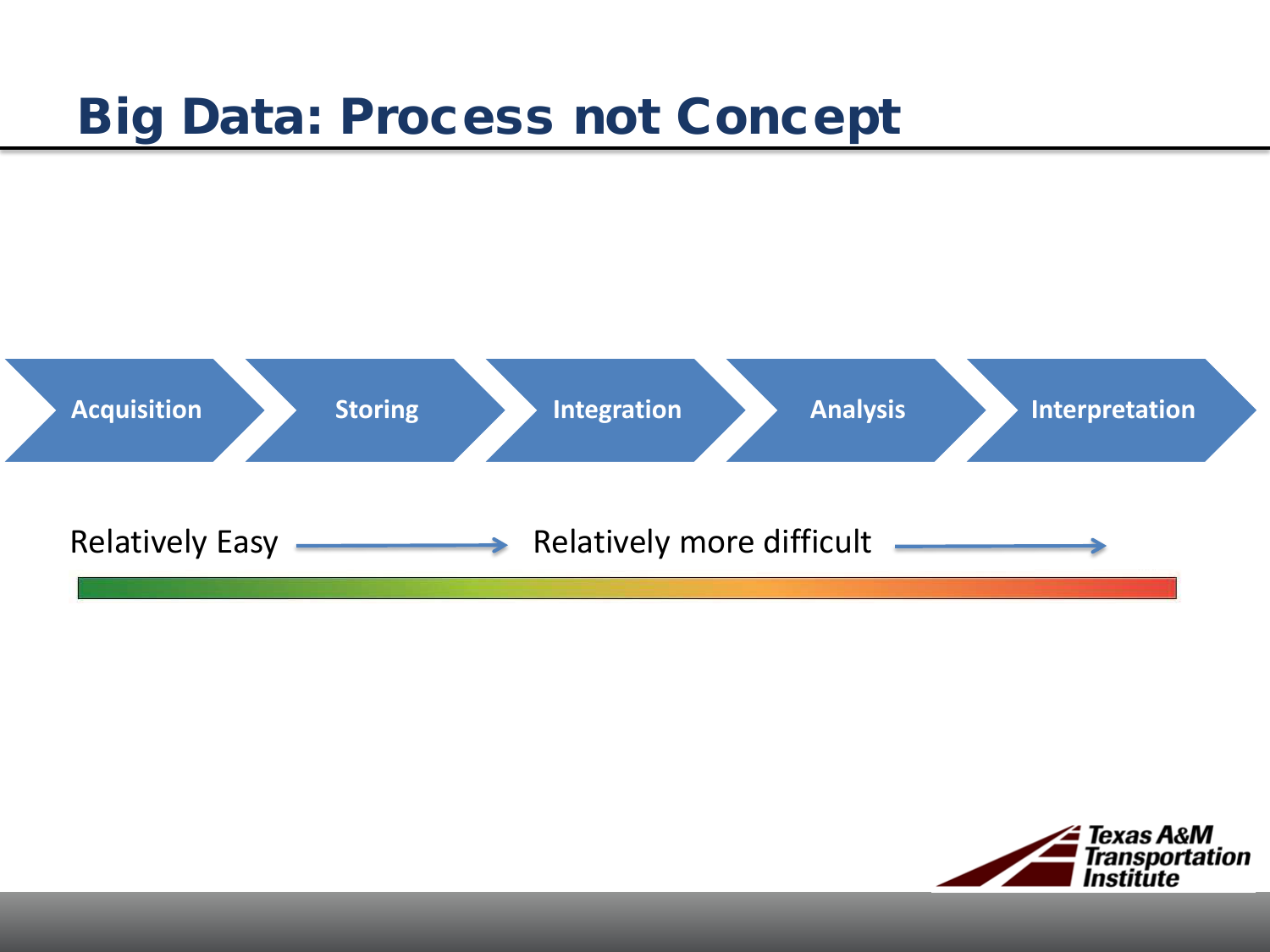# Big Data: Process not Concept

Acquisition → Storing → Integration → Analysis → Interpretation

Relatively Easy → Relatively more difficult →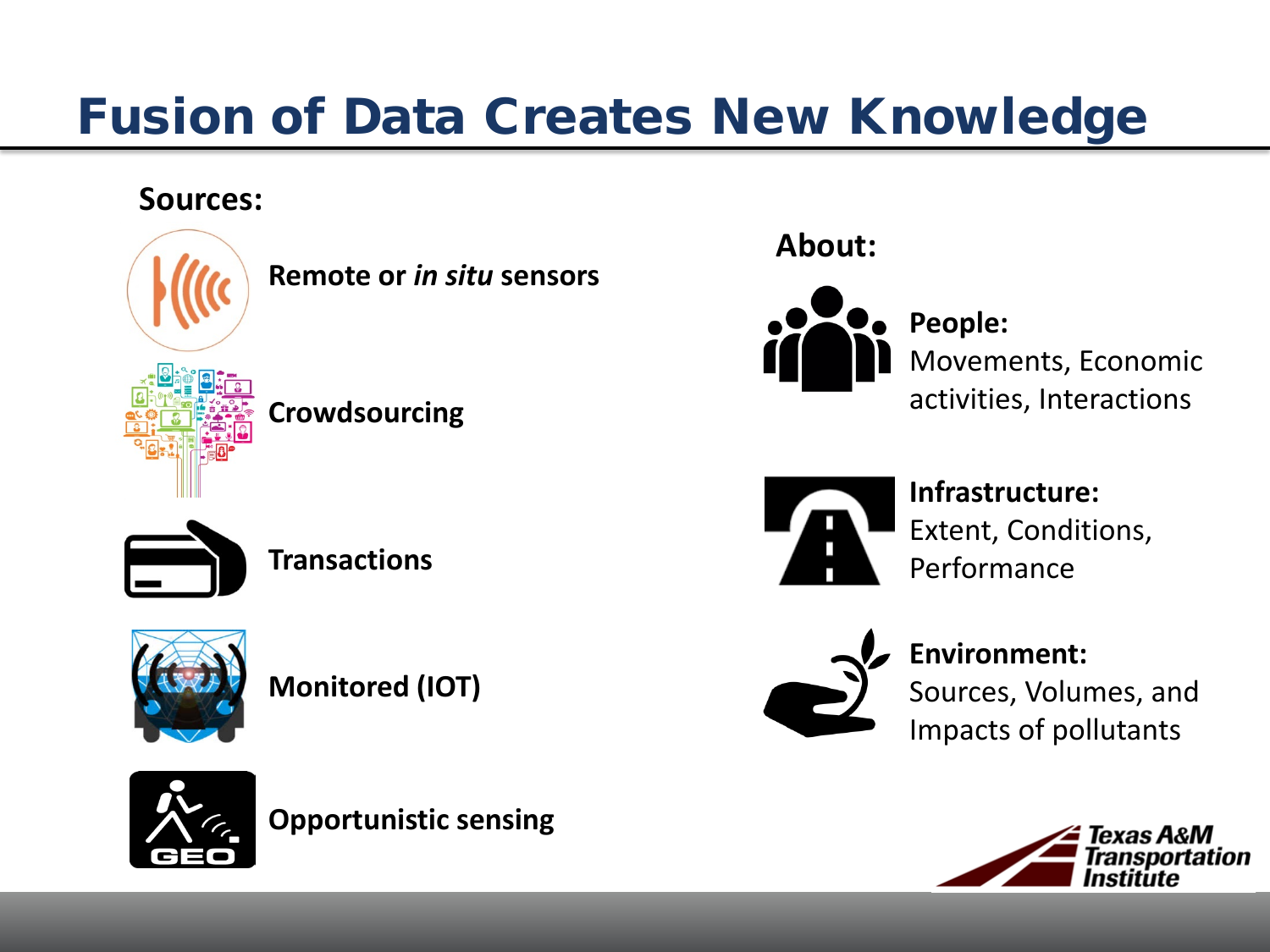# Fusion of Data Creates New Knowledge

**Sources:**

- **Remote or *in situ* sensors**
- **Crowdsourcing**
- **Transactions**
- **Monitored (IOT)**
- **Opportunistic sensing**

**About:**

**People:**
Movements, Economic activities, Interactions

**Infrastructure:**
Extent, Conditions, Performance

**Environment:**
Sources, Volumes, and Impacts of pollutants

Texas A&M Transportation Institute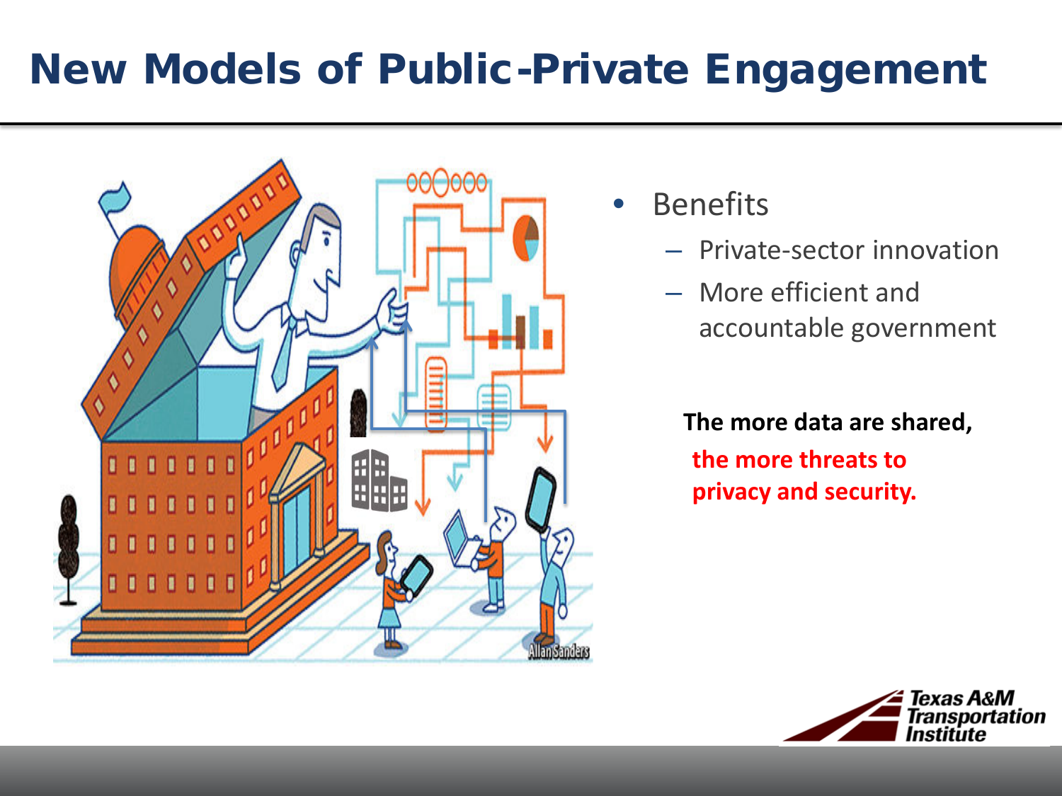# New Models of Public-Private Engagement

- Benefits
  - Private-sector innovation
  - More efficient and accountable government

**The more data are shared, the more threats to privacy and security.**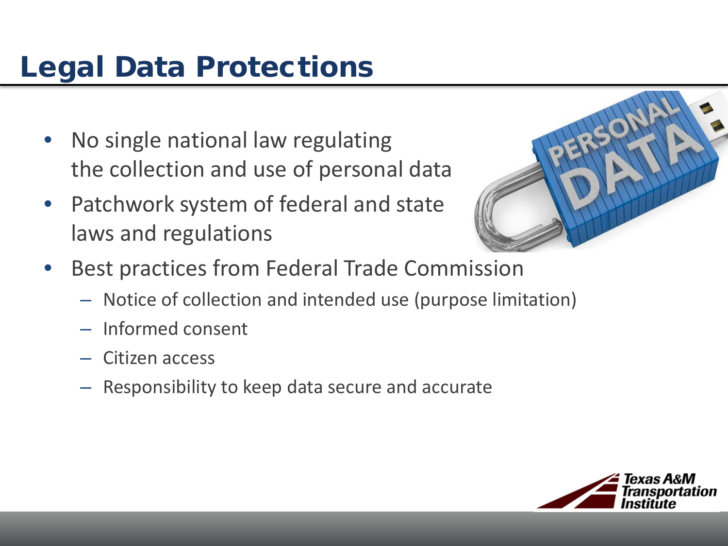# Legal Data Protections

- No single national law regulating the collection and use of personal data
- Patchwork system of federal and state laws and regulations
- Best practices from Federal Trade Commission
  - Notice of collection and intended use (purpose limitation)
  - Informed consent
  - Citizen access
  - Responsibility to keep data secure and accurate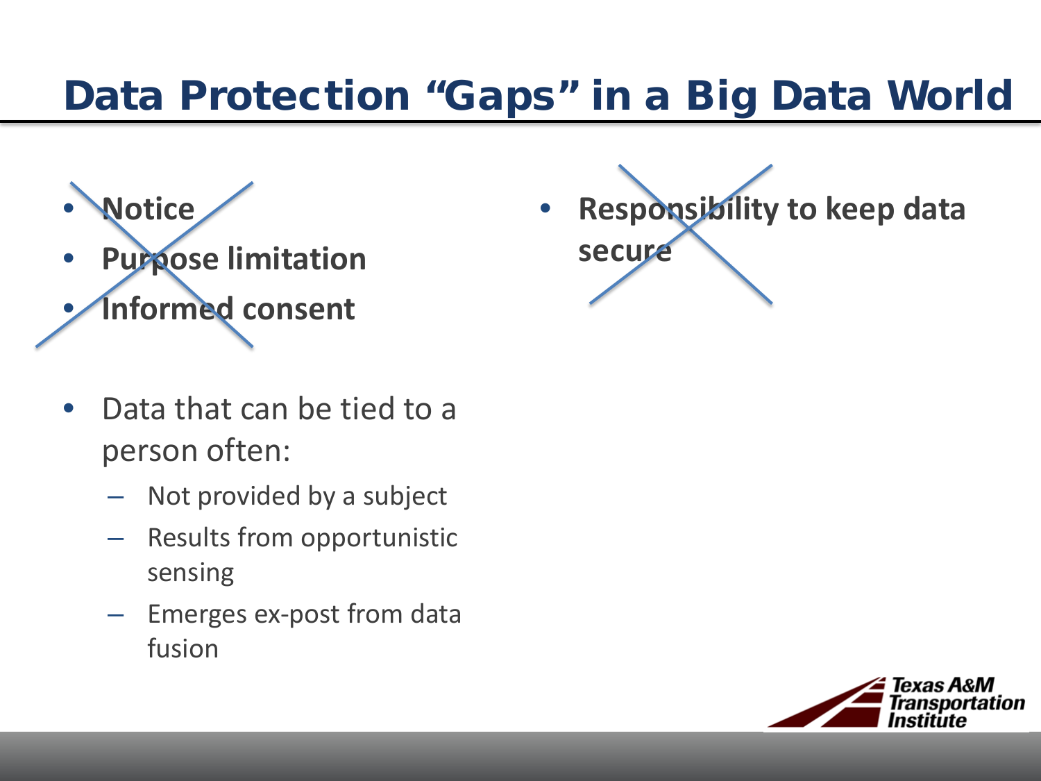# Data Protection "Gaps" in a Big Data World

- ~~Notice~~
- ~~Purpose limitation~~
- ~~Informed consent~~

- Data that can be tied to a person often:
  - Not provided by a subject
  - Results from opportunistic sensing
  - Emerges ex-post from data fusion

- ~~Responsibility to keep data secure~~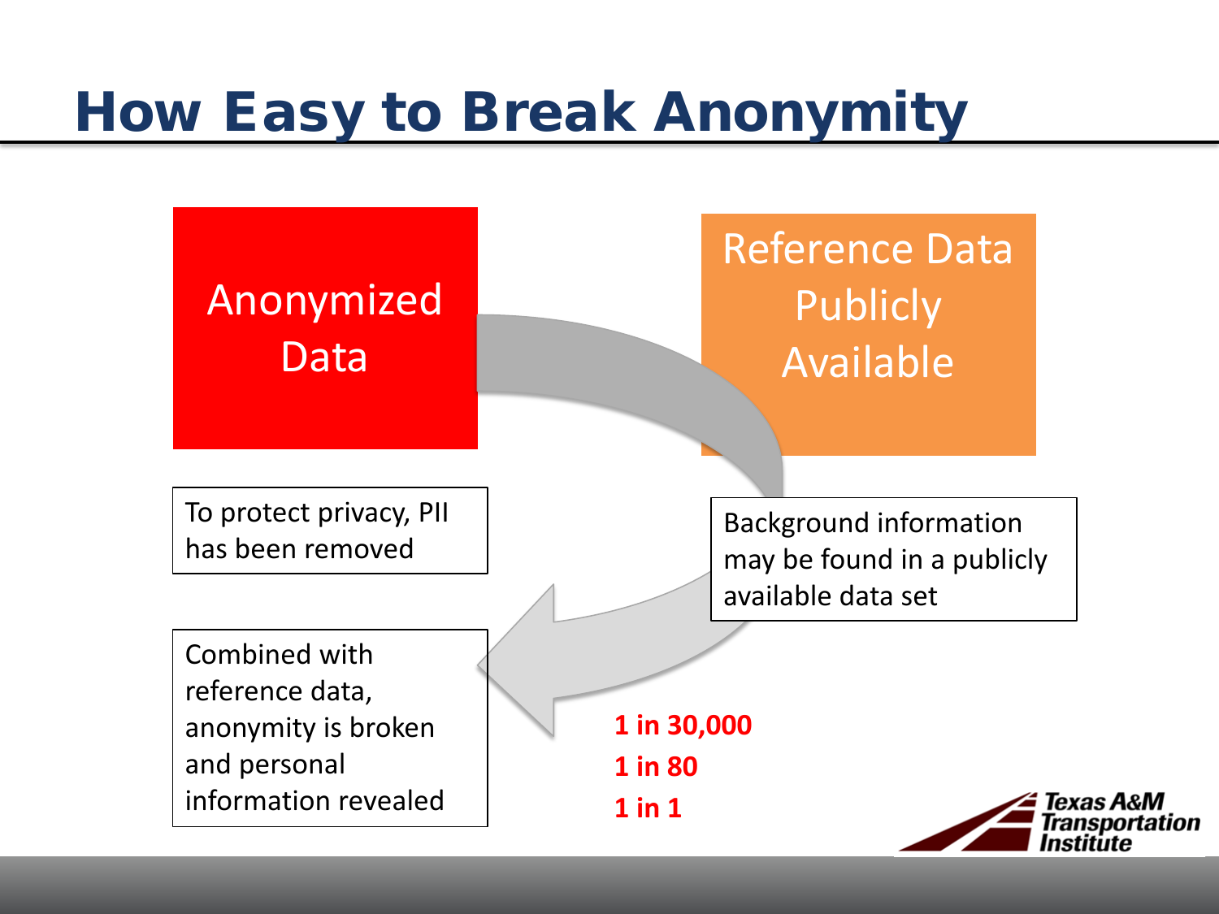# How Easy to Break Anonymity

Anonymized Data

Reference Data Publicly Available

To protect privacy, PII has been removed

Background information may be found in a publicly available data set

Combined with reference data, anonymity is broken and personal information revealed

**1 in 30,000**

**1 in 80**

**1 in 1**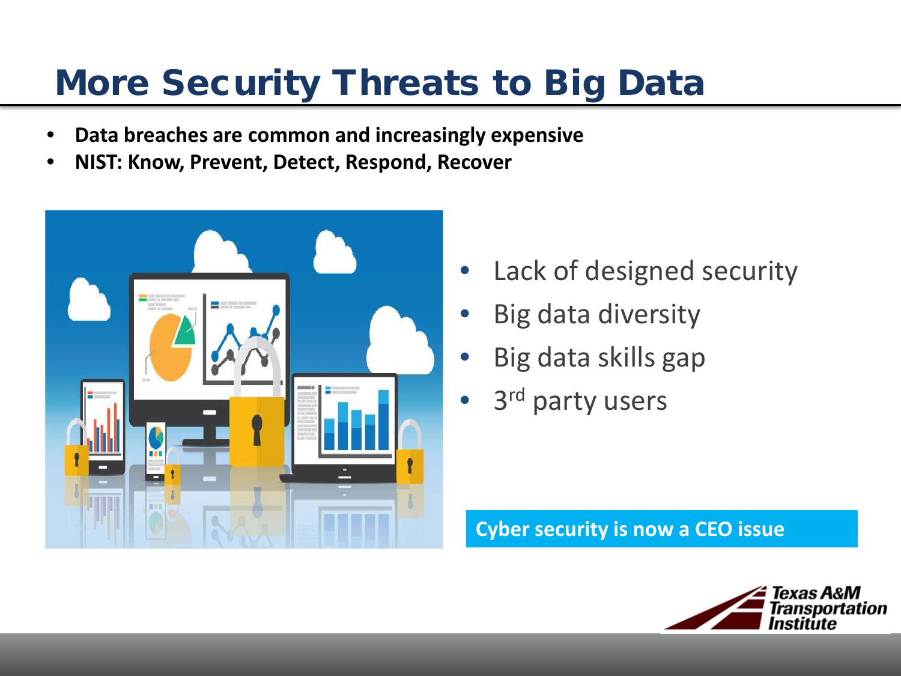# More Security Threats to Big Data

- **Data breaches are common and increasingly expensive**
- **NIST: Know, Prevent, Detect, Respond, Recover**

- Lack of designed security
- Big data diversity
- Big data skills gap
- 3rd party users

**Cyber security is now a CEO issue**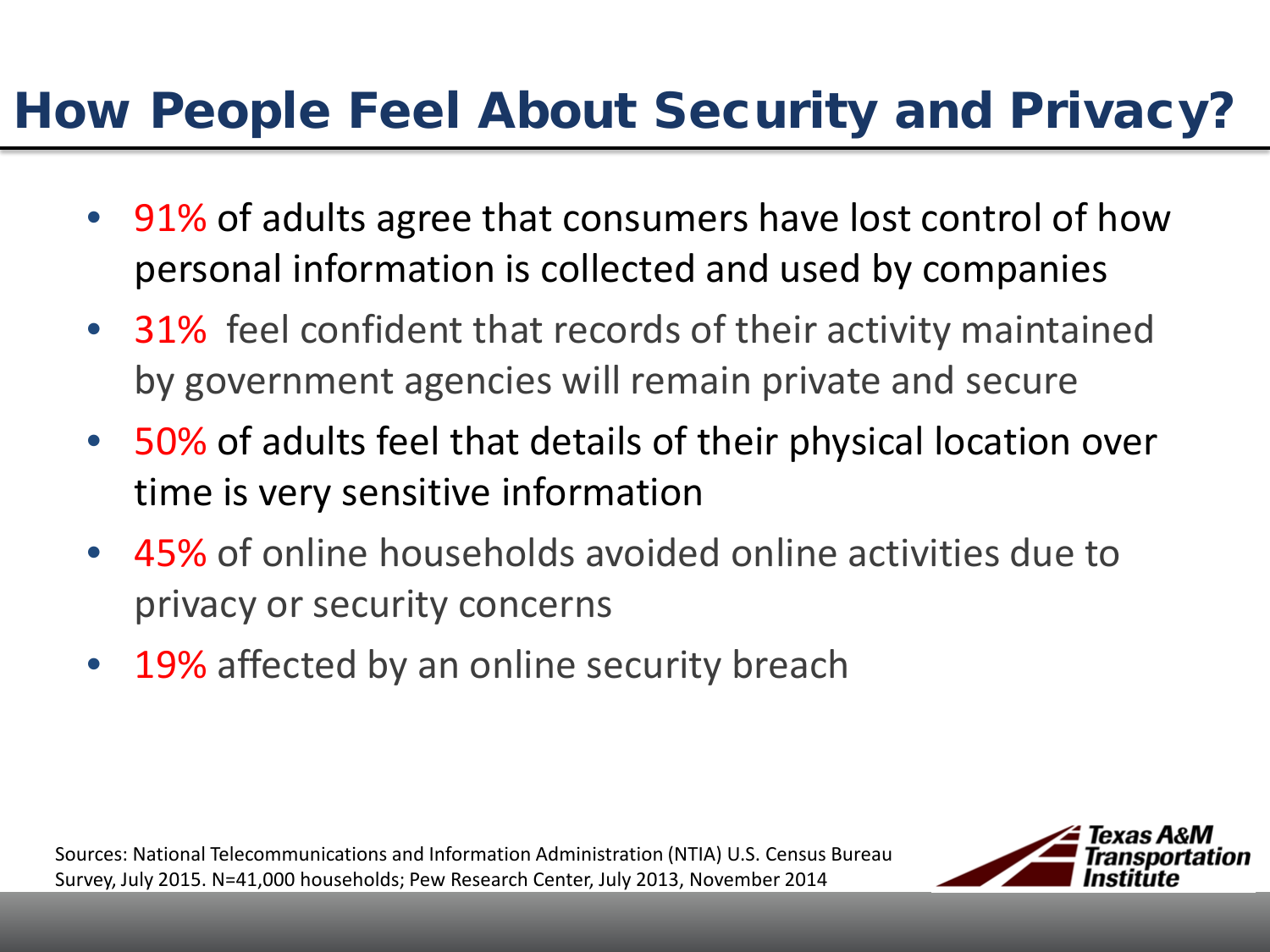# How People Feel About Security and Privacy?

- 91% of adults agree that consumers have lost control of how personal information is collected and used by companies
- 31% feel confident that records of their activity maintained by government agencies will remain private and secure
- 50% of adults feel that details of their physical location over time is very sensitive information
- 45% of online households avoided online activities due to privacy or security concerns
- 19% affected by an online security breach

Sources: National Telecommunications and Information Administration (NTIA) U.S. Census Bureau Survey, July 2015. N=41,000 households; Pew Research Center, July 2013, November 2014

Texas A&M Transportation Institute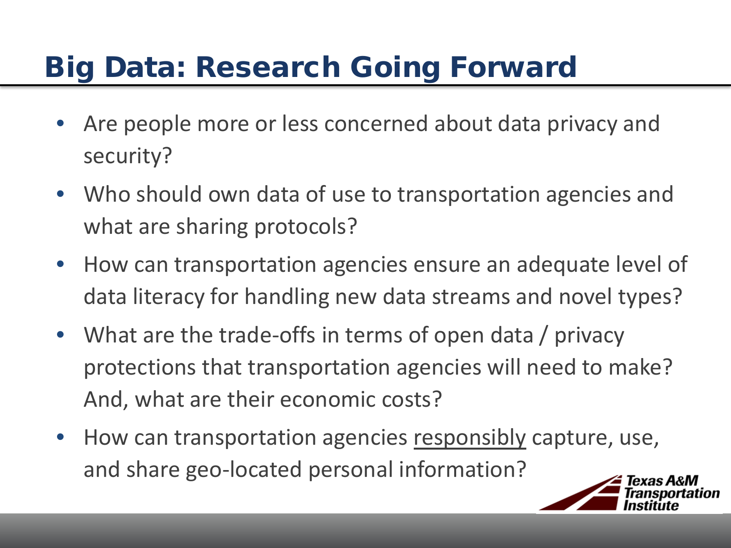# Big Data: Research Going Forward

- Are people more or less concerned about data privacy and security?
- Who should own data of use to transportation agencies and what are sharing protocols?
- How can transportation agencies ensure an adequate level of data literacy for handling new data streams and novel types?
- What are the trade-offs in terms of open data / privacy protections that transportation agencies will need to make? And, what are their economic costs?
- How can transportation agencies <u>responsibly</u> capture, use, and share geo-located personal information?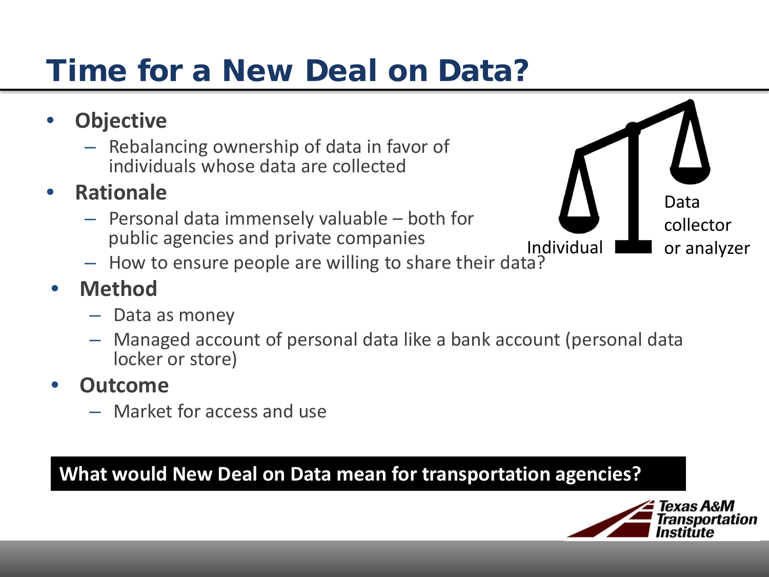# Time for a New Deal on Data?

- **Objective**
  - Rebalancing ownership of data in favor of individuals whose data are collected
- **Rationale**
  - Personal data immensely valuable – both for public agencies and private companies
  - How to ensure people are willing to share their data?
- **Method**
  - Data as money
  - Managed account of personal data like a bank account (personal data locker or store)
- **Outcome**
  - Market for access and use

Individual

Data collector or analyzer

**What would New Deal on Data mean for transportation agencies?**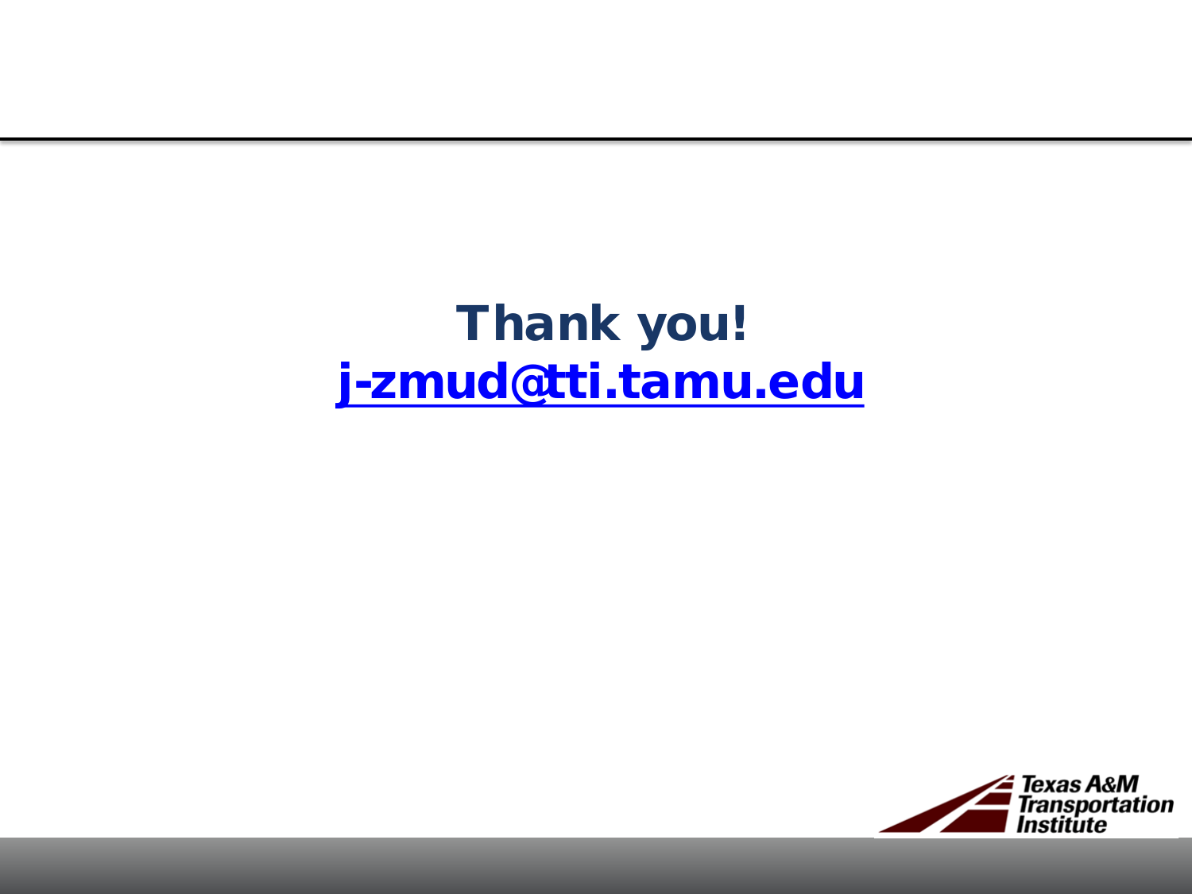**Thank you!**

**j-zmud@tti.tamu.edu**

Texas A&M Transportation Institute